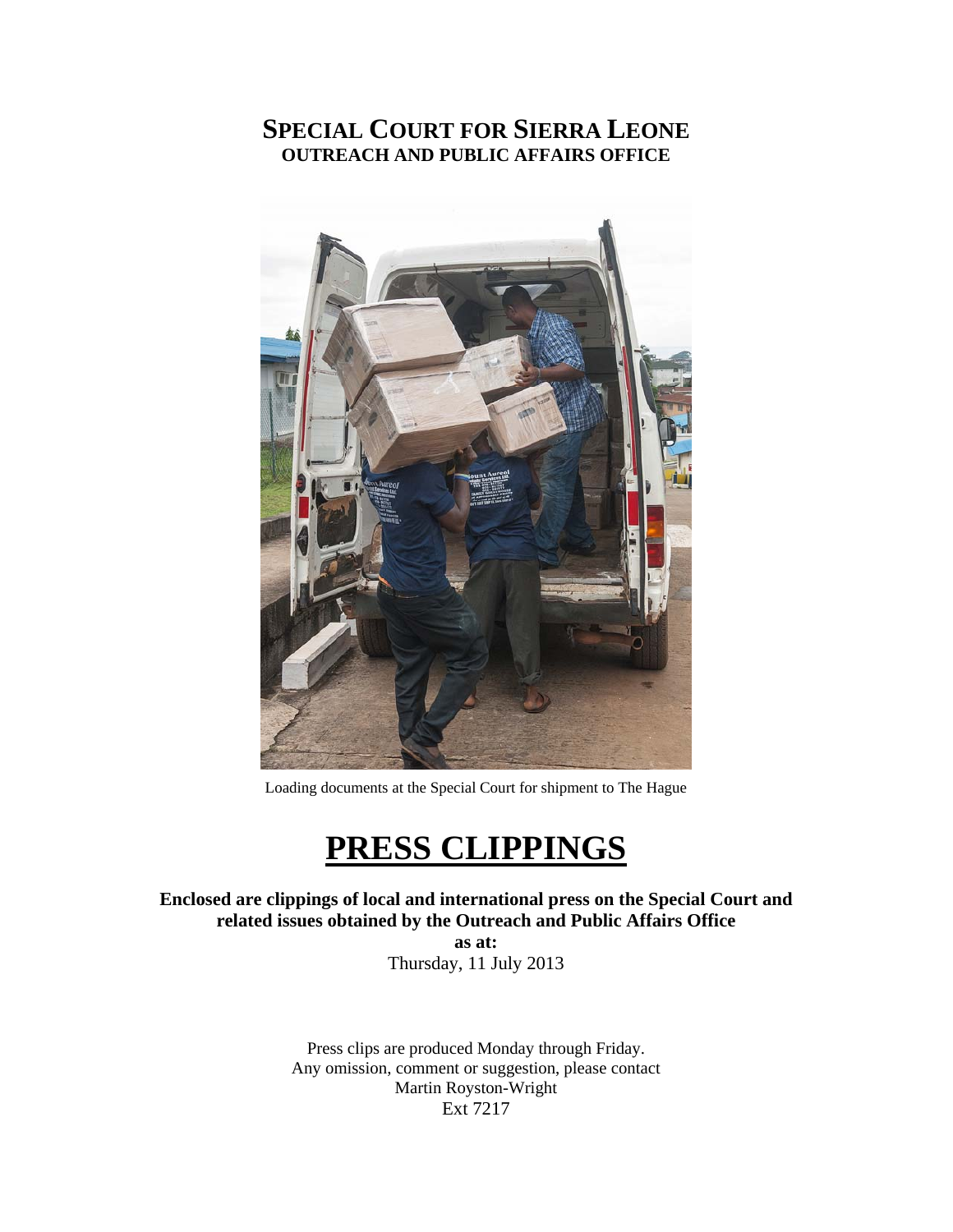# SPECIAL COURT FOR SIERRA LEONE
## OUTREACH AND PUBLIC AFFAIRS OFFICE

Loading documents at the Special Court for shipment to The Hague

# PRESS CLIPPINGS

**Enclosed are clippings of local and international press on the Special Court and related issues obtained by the Outreach and Public Affairs Office**

**as at:**

Thursday, 11 July 2013

Press clips are produced Monday through Friday.
Any omission, comment or suggestion, please contact
Martin Royston-Wright
Ext 7217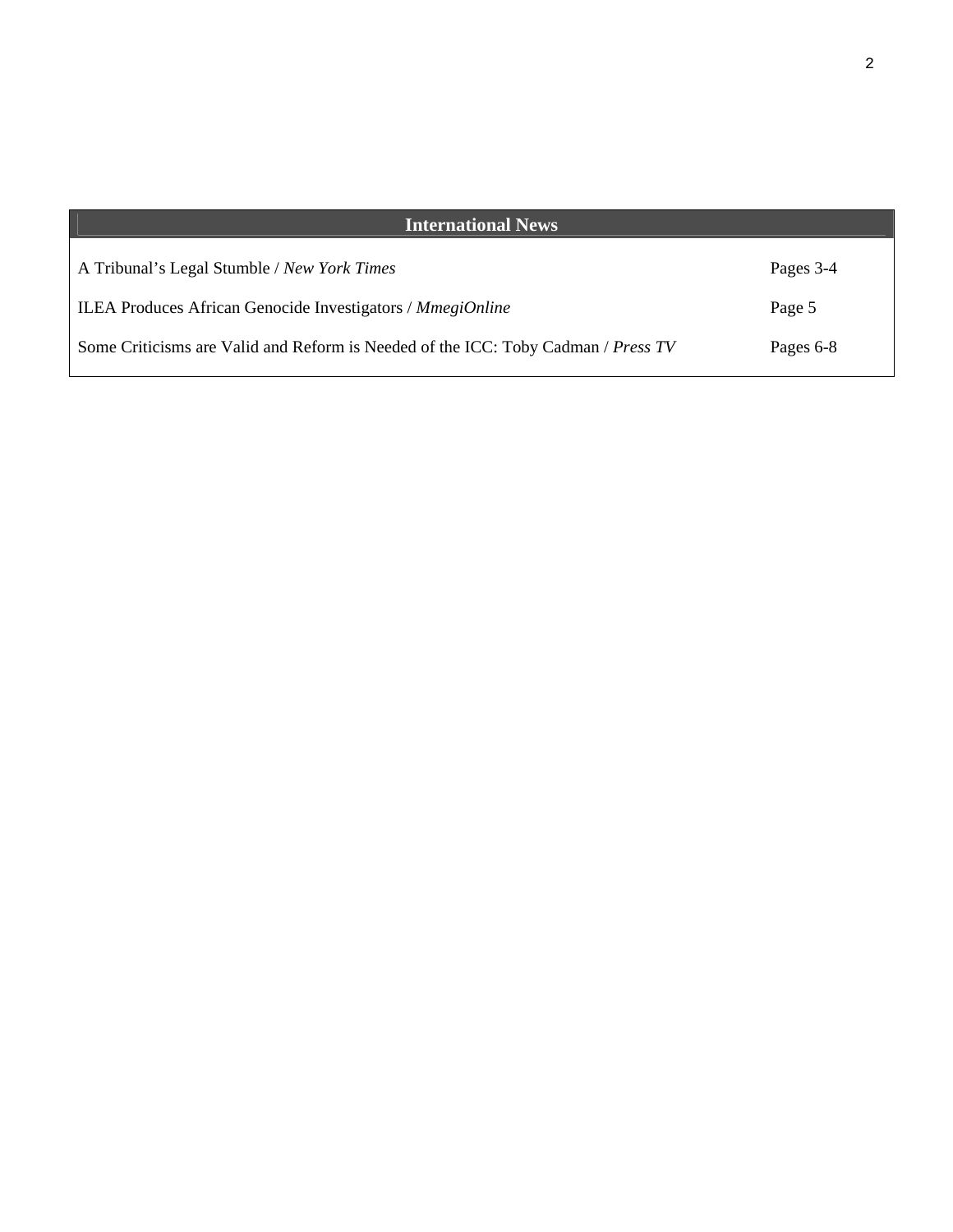| International News | |
|---|---|
| A Tribunal's Legal Stumble / *New York Times* | Pages 3-4 |
| ILEA Produces African Genocide Investigators / *MmegiOnline* | Page 5 |
| Some Criticisms are Valid and Reform is Needed of the ICC: Toby Cadman / *Press TV* | Pages 6-8 |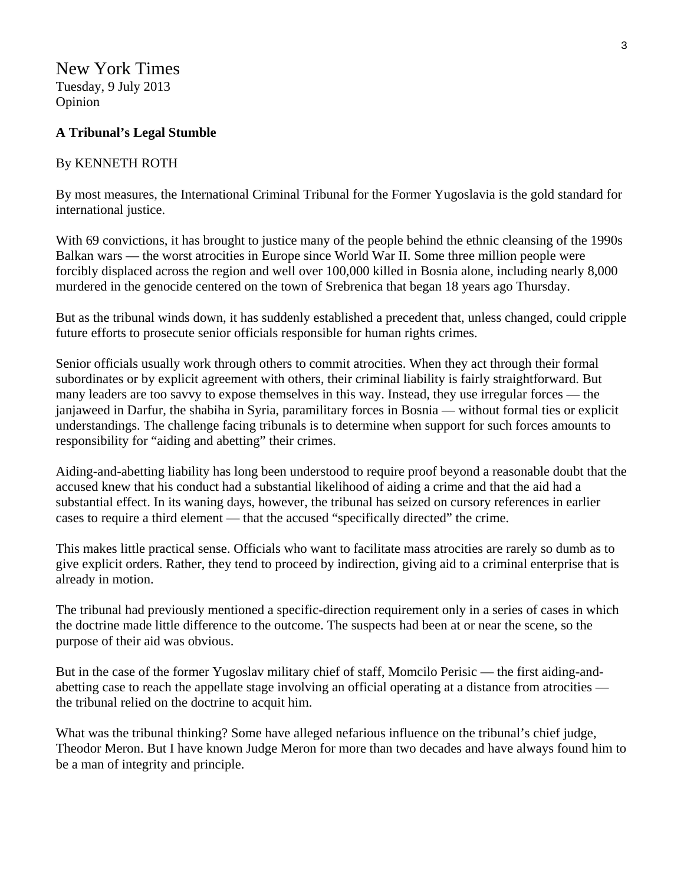New York Times
Tuesday, 9 July 2013
Opinion

**A Tribunal's Legal Stumble**

By KENNETH ROTH

By most measures, the International Criminal Tribunal for the Former Yugoslavia is the gold standard for international justice.

With 69 convictions, it has brought to justice many of the people behind the ethnic cleansing of the 1990s Balkan wars — the worst atrocities in Europe since World War II. Some three million people were forcibly displaced across the region and well over 100,000 killed in Bosnia alone, including nearly 8,000 murdered in the genocide centered on the town of Srebrenica that began 18 years ago Thursday.

But as the tribunal winds down, it has suddenly established a precedent that, unless changed, could cripple future efforts to prosecute senior officials responsible for human rights crimes.

Senior officials usually work through others to commit atrocities. When they act through their formal subordinates or by explicit agreement with others, their criminal liability is fairly straightforward. But many leaders are too savvy to expose themselves in this way. Instead, they use irregular forces — the janjaweed in Darfur, the shabiha in Syria, paramilitary forces in Bosnia — without formal ties or explicit understandings. The challenge facing tribunals is to determine when support for such forces amounts to responsibility for "aiding and abetting" their crimes.

Aiding-and-abetting liability has long been understood to require proof beyond a reasonable doubt that the accused knew that his conduct had a substantial likelihood of aiding a crime and that the aid had a substantial effect. In its waning days, however, the tribunal has seized on cursory references in earlier cases to require a third element — that the accused "specifically directed" the crime.

This makes little practical sense. Officials who want to facilitate mass atrocities are rarely so dumb as to give explicit orders. Rather, they tend to proceed by indirection, giving aid to a criminal enterprise that is already in motion.

The tribunal had previously mentioned a specific-direction requirement only in a series of cases in which the doctrine made little difference to the outcome. The suspects had been at or near the scene, so the purpose of their aid was obvious.

But in the case of the former Yugoslav military chief of staff, Momcilo Perisic — the first aiding-and-abetting case to reach the appellate stage involving an official operating at a distance from atrocities — the tribunal relied on the doctrine to acquit him.

What was the tribunal thinking? Some have alleged nefarious influence on the tribunal's chief judge, Theodor Meron. But I have known Judge Meron for more than two decades and have always found him to be a man of integrity and principle.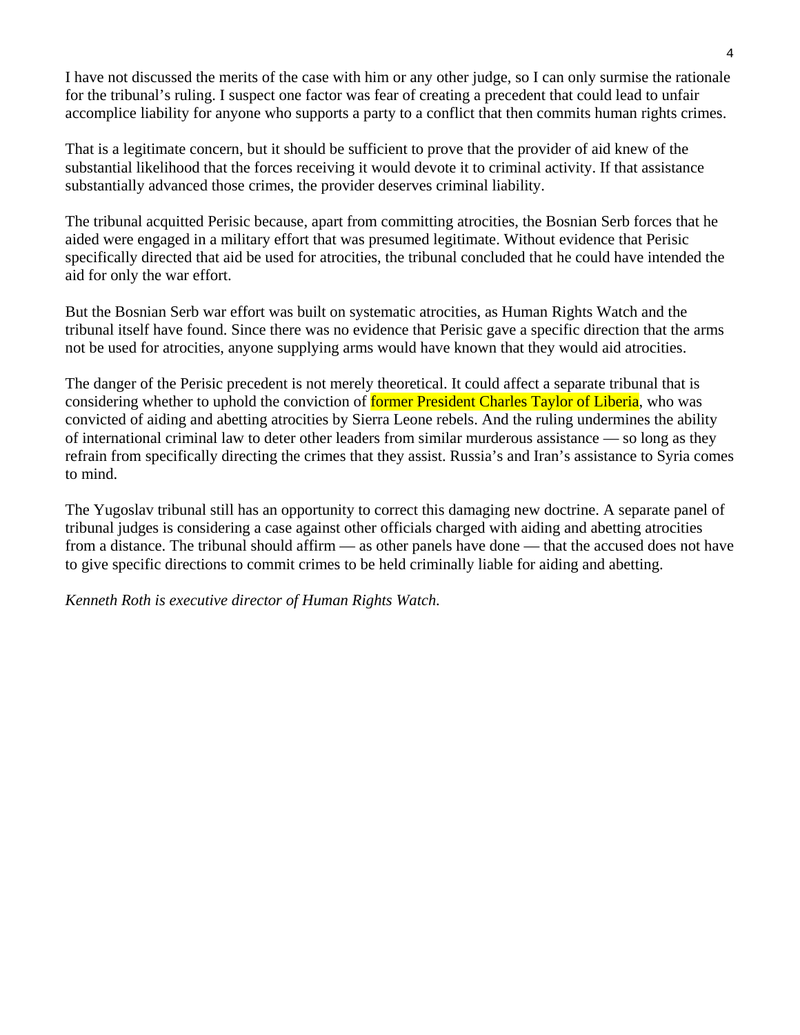I have not discussed the merits of the case with him or any other judge, so I can only surmise the rationale for the tribunal's ruling. I suspect one factor was fear of creating a precedent that could lead to unfair accomplice liability for anyone who supports a party to a conflict that then commits human rights crimes.

That is a legitimate concern, but it should be sufficient to prove that the provider of aid knew of the substantial likelihood that the forces receiving it would devote it to criminal activity. If that assistance substantially advanced those crimes, the provider deserves criminal liability.

The tribunal acquitted Perisic because, apart from committing atrocities, the Bosnian Serb forces that he aided were engaged in a military effort that was presumed legitimate. Without evidence that Perisic specifically directed that aid be used for atrocities, the tribunal concluded that he could have intended the aid for only the war effort.

But the Bosnian Serb war effort was built on systematic atrocities, as Human Rights Watch and the tribunal itself have found. Since there was no evidence that Perisic gave a specific direction that the arms not be used for atrocities, anyone supplying arms would have known that they would aid atrocities.

The danger of the Perisic precedent is not merely theoretical. It could affect a separate tribunal that is considering whether to uphold the conviction of former President Charles Taylor of Liberia, who was convicted of aiding and abetting atrocities by Sierra Leone rebels. And the ruling undermines the ability of international criminal law to deter other leaders from similar murderous assistance — so long as they refrain from specifically directing the crimes that they assist. Russia's and Iran's assistance to Syria comes to mind.

The Yugoslav tribunal still has an opportunity to correct this damaging new doctrine. A separate panel of tribunal judges is considering a case against other officials charged with aiding and abetting atrocities from a distance. The tribunal should affirm — as other panels have done — that the accused does not have to give specific directions to commit crimes to be held criminally liable for aiding and abetting.

*Kenneth Roth is executive director of Human Rights Watch.*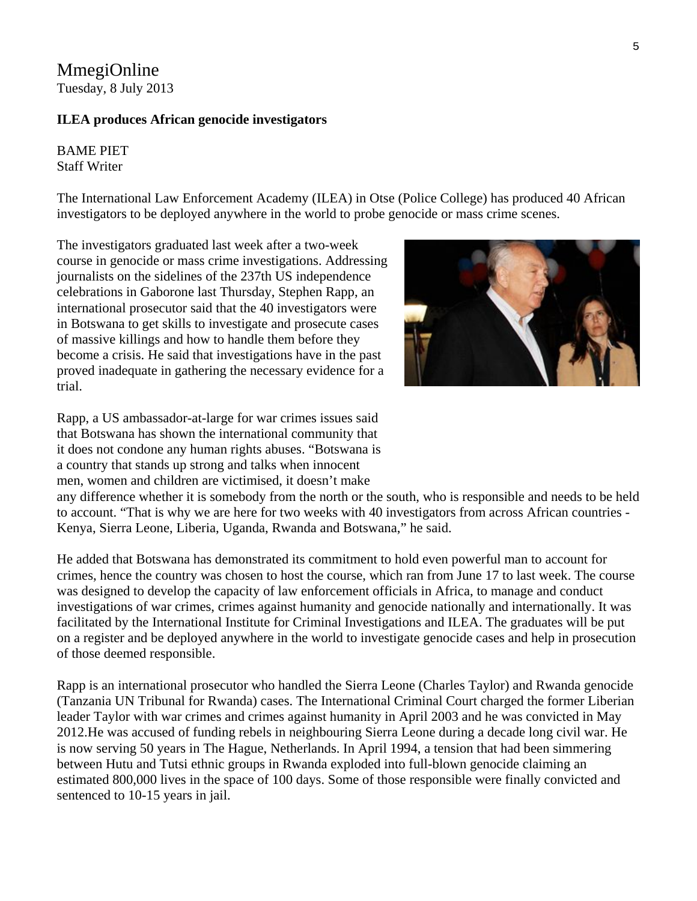MmegiOnline
Tuesday, 8 July 2013

**ILEA produces African genocide investigators**

BAME PIET
Staff Writer

The International Law Enforcement Academy (ILEA) in Otse (Police College) has produced 40 African investigators to be deployed anywhere in the world to probe genocide or mass crime scenes.

The investigators graduated last week after a two-week course in genocide or mass crime investigations. Addressing journalists on the sidelines of the 237th US independence celebrations in Gaborone last Thursday, Stephen Rapp, an international prosecutor said that the 40 investigators were in Botswana to get skills to investigate and prosecute cases of massive killings and how to handle them before they become a crisis. He said that investigations have in the past proved inadequate in gathering the necessary evidence for a trial.

Rapp, a US ambassador-at-large for war crimes issues said that Botswana has shown the international community that it does not condone any human rights abuses. “Botswana is a country that stands up strong and talks when innocent men, women and children are victimised, it doesn’t make any difference whether it is somebody from the north or the south, who is responsible and needs to be held to account. “That is why we are here for two weeks with 40 investigators from across African countries - Kenya, Sierra Leone, Liberia, Uganda, Rwanda and Botswana,” he said.

He added that Botswana has demonstrated its commitment to hold even powerful man to account for crimes, hence the country was chosen to host the course, which ran from June 17 to last week. The course was designed to develop the capacity of law enforcement officials in Africa, to manage and conduct investigations of war crimes, crimes against humanity and genocide nationally and internationally. It was facilitated by the International Institute for Criminal Investigations and ILEA. The graduates will be put on a register and be deployed anywhere in the world to investigate genocide cases and help in prosecution of those deemed responsible.

Rapp is an international prosecutor who handled the Sierra Leone (Charles Taylor) and Rwanda genocide (Tanzania UN Tribunal for Rwanda) cases. The International Criminal Court charged the former Liberian leader Taylor with war crimes and crimes against humanity in April 2003 and he was convicted in May 2012.He was accused of funding rebels in neighbouring Sierra Leone during a decade long civil war. He is now serving 50 years in The Hague, Netherlands. In April 1994, a tension that had been simmering between Hutu and Tutsi ethnic groups in Rwanda exploded into full-blown genocide claiming an estimated 800,000 lives in the space of 100 days. Some of those responsible were finally convicted and sentenced to 10-15 years in jail.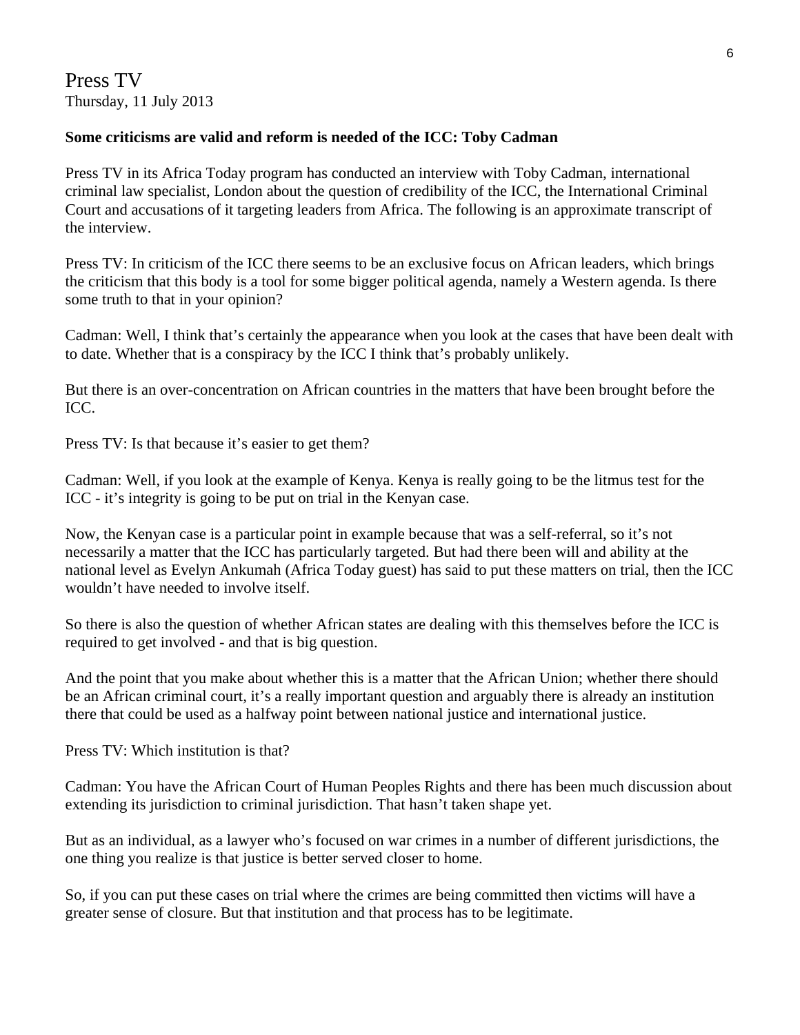# Press TV

Thursday, 11 July 2013

**Some criticisms are valid and reform is needed of the ICC: Toby Cadman**

Press TV in its Africa Today program has conducted an interview with Toby Cadman, international criminal law specialist, London about the question of credibility of the ICC, the International Criminal Court and accusations of it targeting leaders from Africa. The following is an approximate transcript of the interview.

Press TV: In criticism of the ICC there seems to be an exclusive focus on African leaders, which brings the criticism that this body is a tool for some bigger political agenda, namely a Western agenda. Is there some truth to that in your opinion?

Cadman: Well, I think that's certainly the appearance when you look at the cases that have been dealt with to date. Whether that is a conspiracy by the ICC I think that's probably unlikely.

But there is an over-concentration on African countries in the matters that have been brought before the ICC.

Press TV: Is that because it's easier to get them?

Cadman: Well, if you look at the example of Kenya. Kenya is really going to be the litmus test for the ICC - it's integrity is going to be put on trial in the Kenyan case.

Now, the Kenyan case is a particular point in example because that was a self-referral, so it's not necessarily a matter that the ICC has particularly targeted. But had there been will and ability at the national level as Evelyn Ankumah (Africa Today guest) has said to put these matters on trial, then the ICC wouldn't have needed to involve itself.

So there is also the question of whether African states are dealing with this themselves before the ICC is required to get involved - and that is big question.

And the point that you make about whether this is a matter that the African Union; whether there should be an African criminal court, it's a really important question and arguably there is already an institution there that could be used as a halfway point between national justice and international justice.

Press TV: Which institution is that?

Cadman: You have the African Court of Human Peoples Rights and there has been much discussion about extending its jurisdiction to criminal jurisdiction. That hasn't taken shape yet.

But as an individual, as a lawyer who's focused on war crimes in a number of different jurisdictions, the one thing you realize is that justice is better served closer to home.

So, if you can put these cases on trial where the crimes are being committed then victims will have a greater sense of closure. But that institution and that process has to be legitimate.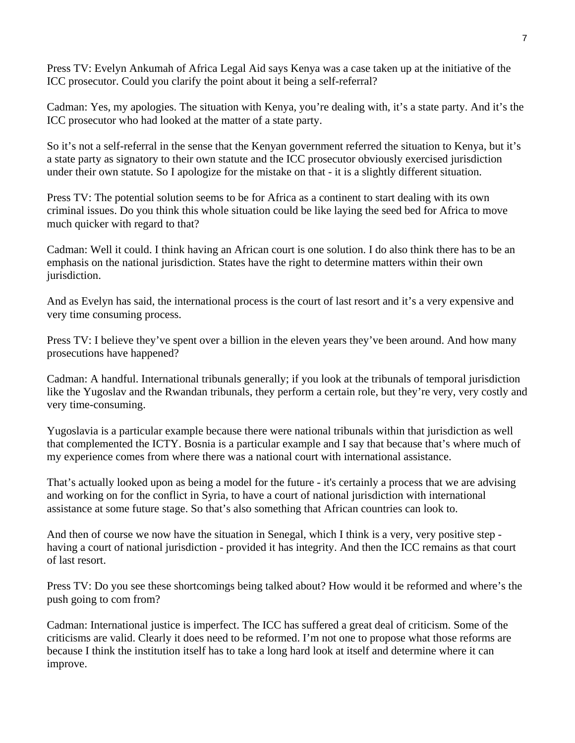Press TV: Evelyn Ankumah of Africa Legal Aid says Kenya was a case taken up at the initiative of the ICC prosecutor. Could you clarify the point about it being a self-referral?

Cadman: Yes, my apologies. The situation with Kenya, you're dealing with, it's a state party. And it's the ICC prosecutor who had looked at the matter of a state party.

So it's not a self-referral in the sense that the Kenyan government referred the situation to Kenya, but it's a state party as signatory to their own statute and the ICC prosecutor obviously exercised jurisdiction under their own statute. So I apologize for the mistake on that - it is a slightly different situation.

Press TV: The potential solution seems to be for Africa as a continent to start dealing with its own criminal issues. Do you think this whole situation could be like laying the seed bed for Africa to move much quicker with regard to that?

Cadman: Well it could. I think having an African court is one solution. I do also think there has to be an emphasis on the national jurisdiction. States have the right to determine matters within their own jurisdiction.

And as Evelyn has said, the international process is the court of last resort and it's a very expensive and very time consuming process.

Press TV: I believe they've spent over a billion in the eleven years they've been around. And how many prosecutions have happened?

Cadman: A handful. International tribunals generally; if you look at the tribunals of temporal jurisdiction like the Yugoslav and the Rwandan tribunals, they perform a certain role, but they're very, very costly and very time-consuming.

Yugoslavia is a particular example because there were national tribunals within that jurisdiction as well that complemented the ICTY. Bosnia is a particular example and I say that because that's where much of my experience comes from where there was a national court with international assistance.

That's actually looked upon as being a model for the future - it's certainly a process that we are advising and working on for the conflict in Syria, to have a court of national jurisdiction with international assistance at some future stage. So that's also something that African countries can look to.

And then of course we now have the situation in Senegal, which I think is a very, very positive step - having a court of national jurisdiction - provided it has integrity. And then the ICC remains as that court of last resort.

Press TV: Do you see these shortcomings being talked about? How would it be reformed and where's the push going to com from?

Cadman: International justice is imperfect. The ICC has suffered a great deal of criticism. Some of the criticisms are valid. Clearly it does need to be reformed. I'm not one to propose what those reforms are because I think the institution itself has to take a long hard look at itself and determine where it can improve.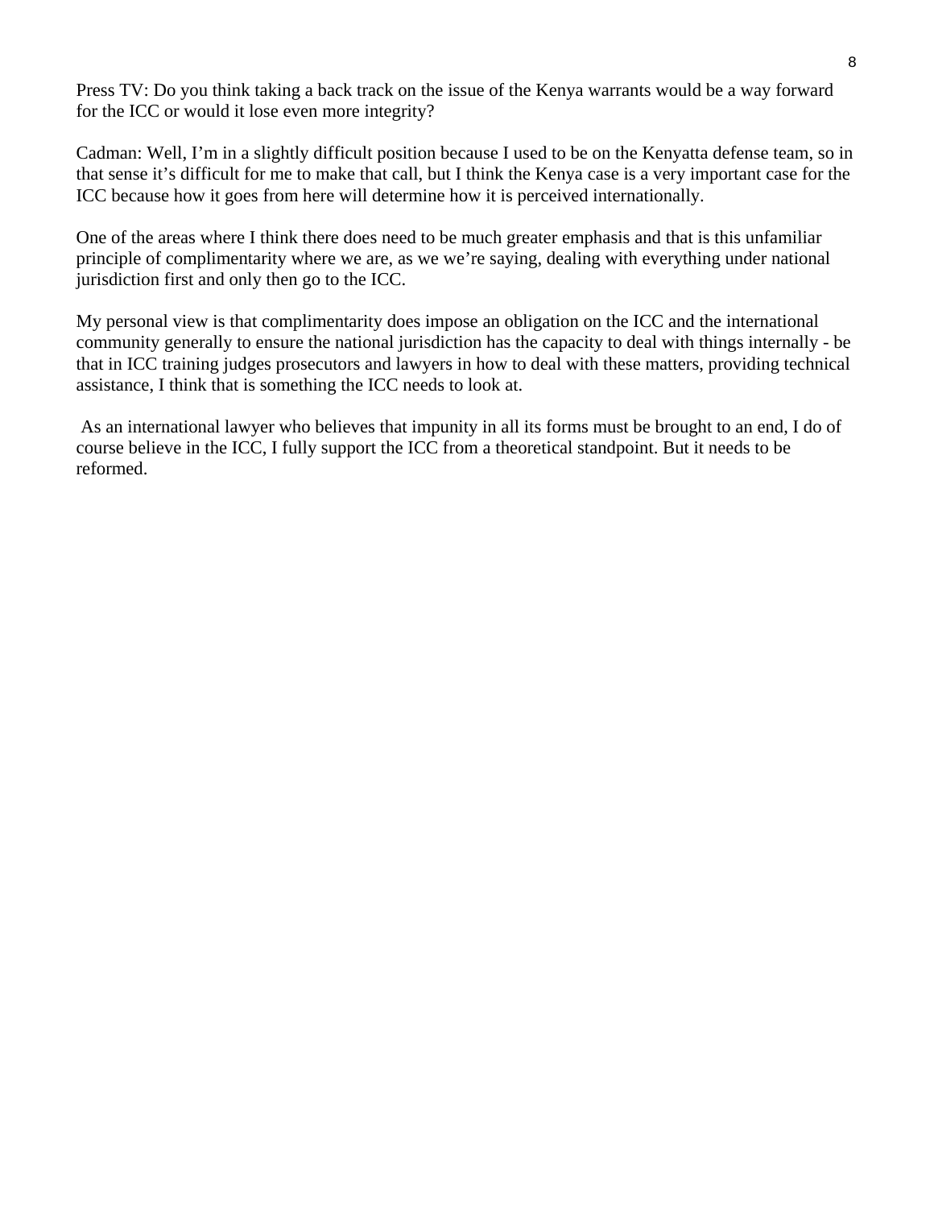Press TV: Do you think taking a back track on the issue of the Kenya warrants would be a way forward for the ICC or would it lose even more integrity?

Cadman: Well, I'm in a slightly difficult position because I used to be on the Kenyatta defense team, so in that sense it's difficult for me to make that call, but I think the Kenya case is a very important case for the ICC because how it goes from here will determine how it is perceived internationally.

One of the areas where I think there does need to be much greater emphasis and that is this unfamiliar principle of complimentarity where we are, as we we're saying, dealing with everything under national jurisdiction first and only then go to the ICC.

My personal view is that complimentarity does impose an obligation on the ICC and the international community generally to ensure the national jurisdiction has the capacity to deal with things internally - be that in ICC training judges prosecutors and lawyers in how to deal with these matters, providing technical assistance, I think that is something the ICC needs to look at.

As an international lawyer who believes that impunity in all its forms must be brought to an end, I do of course believe in the ICC, I fully support the ICC from a theoretical standpoint. But it needs to be reformed.